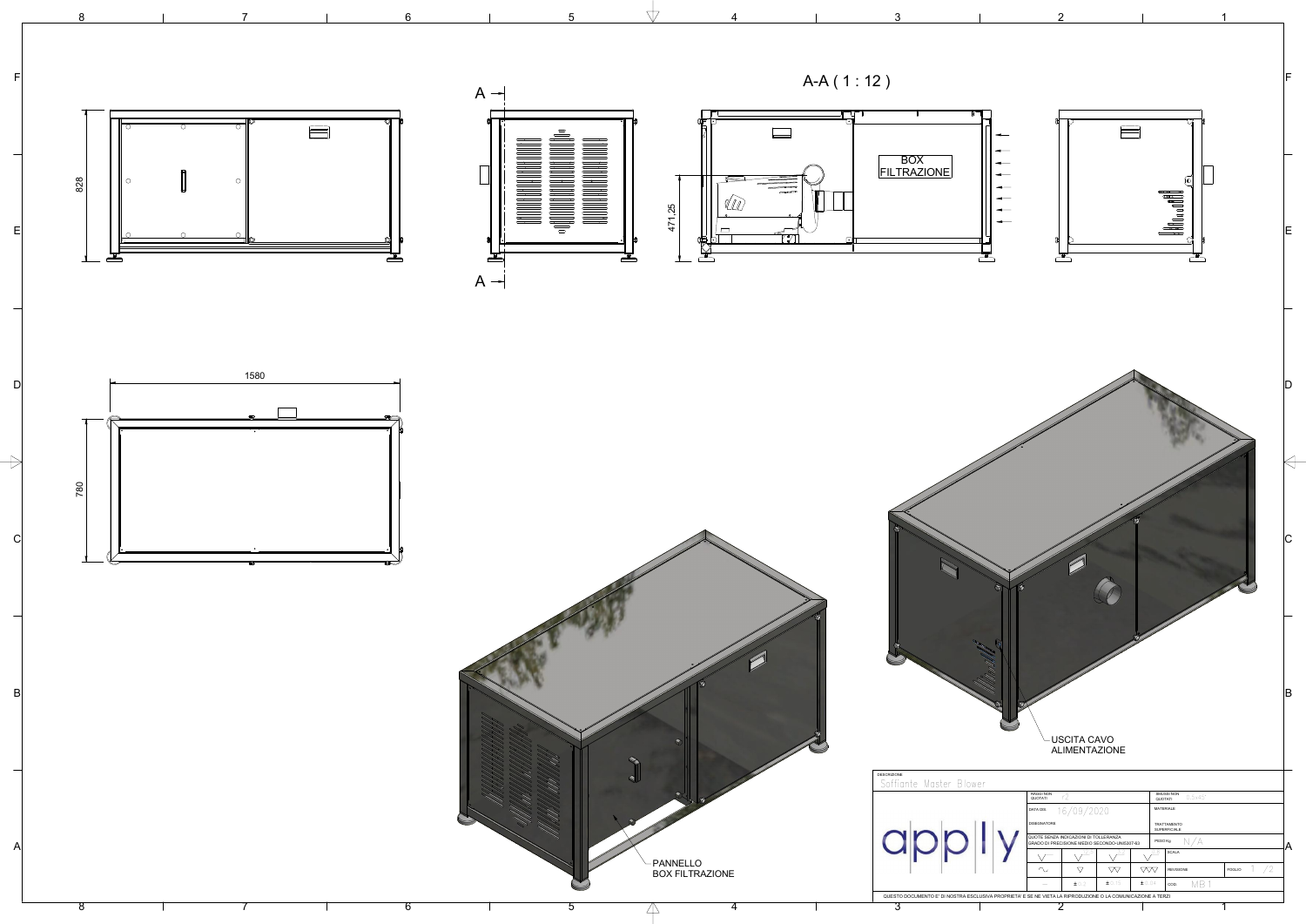A-A ( 1 : 12 )

A

A

828

471,25

BOX FILTRAZIONE

1580

780

USCITA CAVO ALIMENTAZIONE

PANNELLO BOX FILTRAZIONE

| | | | | |
|---|---|---|---|---|
| DESCRIZIONE Soffiante Master Blower | | | | |
| apply | RAGGI NON QUOTATI r2 | | SMUSSI NON QUOTATI 0,5x45° | |
| | DATA DIS. 16/09/2020 | | MATERIALE | |
| | DISEGNATORE | | TRATTAMENTO SUPERFICIALE | |
| | QUOTE SENZA INDICAZIONI DI TOLLERANZA GRADO DI PRECISIONE MEDIO SECONDO UNI5307-63 | | PESO Kg N/A | |
| | | | SCALA | |
| | | | REVISIONE | FOGLIO 1 /2 |
| | ± 0,1 ± 0,15 ± 0,04 | | COD. MB1 | |

QUESTO DOCUMENTO E' DI NOSTRA ESCLUSIVA PROPRIETA' E SE NE VIETA LA RIPRODUZIONE O LA COMUNICAZIONE A TERZI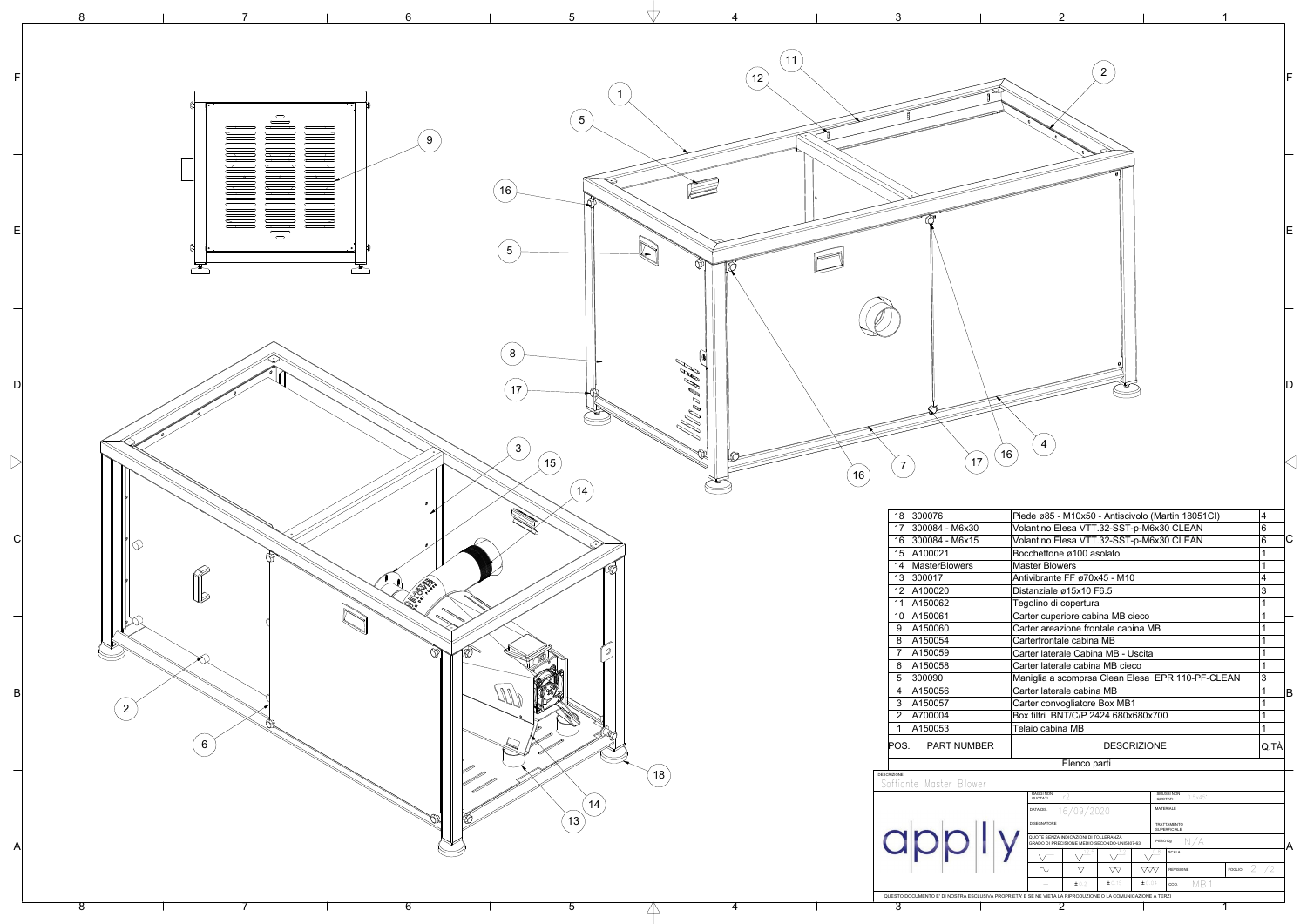| POS. | PART NUMBER | DESCRIZIONE | Q.TÀ |
|---|---|---|---|
| 18 | 300076 | Piede ø85 - M10x50 - Antiscivolo (Martin 18051CI) | 4 |
| 17 | 300084 - M6x30 | Volantino Elesa VTT.32-SST-p-M6x30 CLEAN | 6 |
| 16 | 300084 - M6x15 | Volantino Elesa VTT.32-SST-p-M6x30 CLEAN | 6 |
| 15 | A100021 | Bocchettone ø100 asolato | 1 |
| 14 | MasterBlowers | Master Blowers | 1 |
| 13 | 300017 | Antivibrante FF ø70x45 - M10 | 4 |
| 12 | A100020 | Distanziale ø15x10 F6.5 | 3 |
| 11 | A150062 | Tegolino di copertura | 1 |
| 10 | A150061 | Carter cuperiore cabina MB cieco | 1 |
| 9 | A150060 | Carter areazione frontale cabina MB | 1 |
| 8 | A150054 | Carterfrontale cabina MB | 1 |
| 7 | A150059 | Carter laterale Cabina MB - Uscita | 1 |
| 6 | A150058 | Carter laterale cabina MB cieco | 1 |
| 5 | 300090 | Maniglia a scomprsa Clean Elesa EPR.110-PF-CLEAN | 3 |
| 4 | A150056 | Carter laterale cabina MB | 1 |
| 3 | A150057 | Carter convogliatore Box MB1 | 1 |
| 2 | A700004 | Box filtri BNT/C/P 2424 680x680x700 | 1 |
| 1 | A150053 | Telaio cabina MB | 1 |

Elenco parti

DESCRIZIONE: Soffiante Master Blower

RAGGI NON QUOTATI: r2

SMUSSI NON QUOTATI: 0,5x45°

DATA DIS.: 16/09/2020

MATERIALE

DISEGNATORE

TRATTAMENTO SUPERFICIALE

QUOTE SENZA INDICAZIONI DI TOLLERANZA GRADO DI PRECISIONE MEDIO SECONDO UNI5307-63

PESO Kg: N/A

SCALA

REVISIONE

FOGLIO: 2 /2

COD.: MB1

apply

QUESTO DOCUMENTO E' DI NOSTRA ESCLUSIVA PROPRIETA' E SE NE VIETA LA RIPRODUZIONE O LA COMUNICAZIONE A TERZI